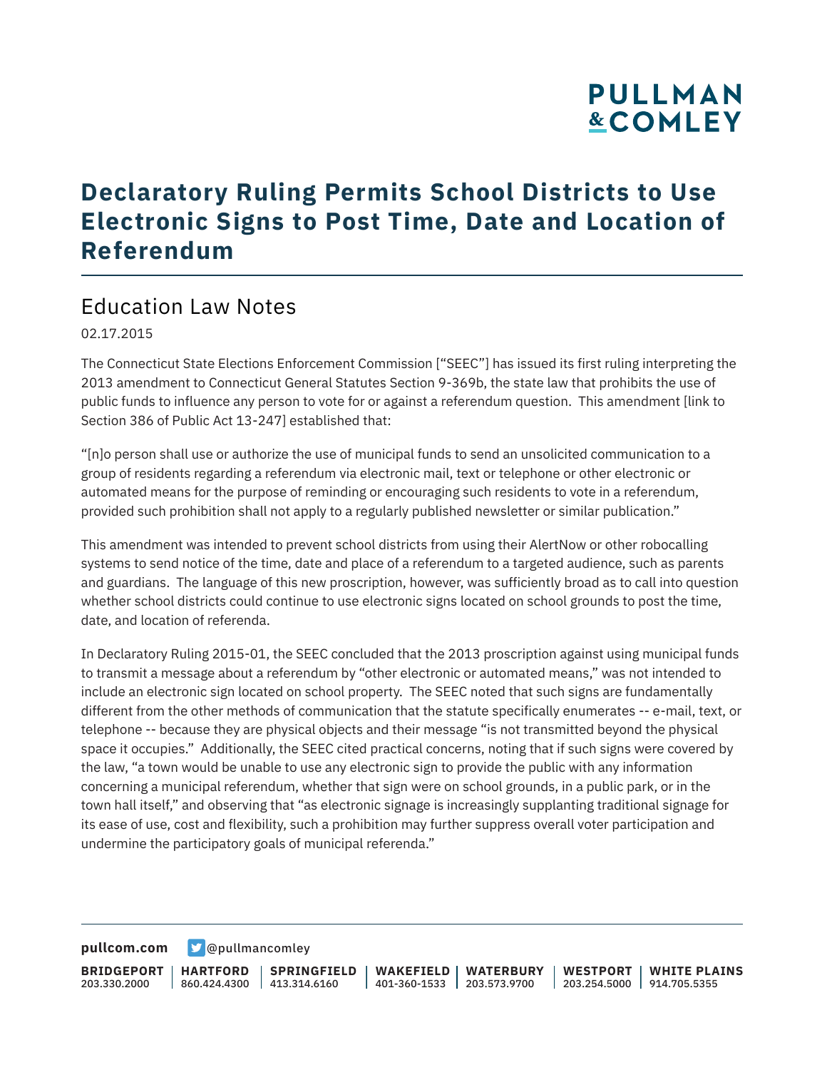# Declaratory Ruling Permits School Districts to Use Electronic Signs to Post Time, Date and Location of Referendum

## Education Law Notes

02.17.2015

The Connecticut State Elections Enforcement Commission ["SEEC"] has issued its first ruling interpreting the 2013 amendment to Connecticut General Statutes Section 9-369b, the state law that prohibits the use of public funds to influence any person to vote for or against a referendum question. This amendment [link to Section 386 of Public Act 13-247] established that:

"[n]o person shall use or authorize the use of municipal funds to send an unsolicited communication to a group of residents regarding a referendum via electronic mail, text or telephone or other electronic or automated means for the purpose of reminding or encouraging such residents to vote in a referendum, provided such prohibition shall not apply to a regularly published newsletter or similar publication."

This amendment was intended to prevent school districts from using their AlertNow or other robocalling systems to send notice of the time, date and place of a referendum to a targeted audience, such as parents and guardians. The language of this new proscription, however, was sufficiently broad as to call into question whether school districts could continue to use electronic signs located on school grounds to post the time, date, and location of referenda.

In Declaratory Ruling 2015-01, the SEEC concluded that the 2013 proscription against using municipal funds to transmit a message about a referendum by "other electronic or automated means," was not intended to include an electronic sign located on school property. The SEEC noted that such signs are fundamentally different from the other methods of communication that the statute specifically enumerates -- e-mail, text, or telephone -- because they are physical objects and their message "is not transmitted beyond the physical space it occupies." Additionally, the SEEC cited practical concerns, noting that if such signs were covered by the law, "a town would be unable to use any electronic sign to provide the public with any information concerning a municipal referendum, whether that sign were on school grounds, in a public park, or in the town hall itself," and observing that "as electronic signage is increasingly supplanting traditional signage for its ease of use, cost and flexibility, such a prohibition may further suppress overall voter participation and undermine the participatory goals of municipal referenda."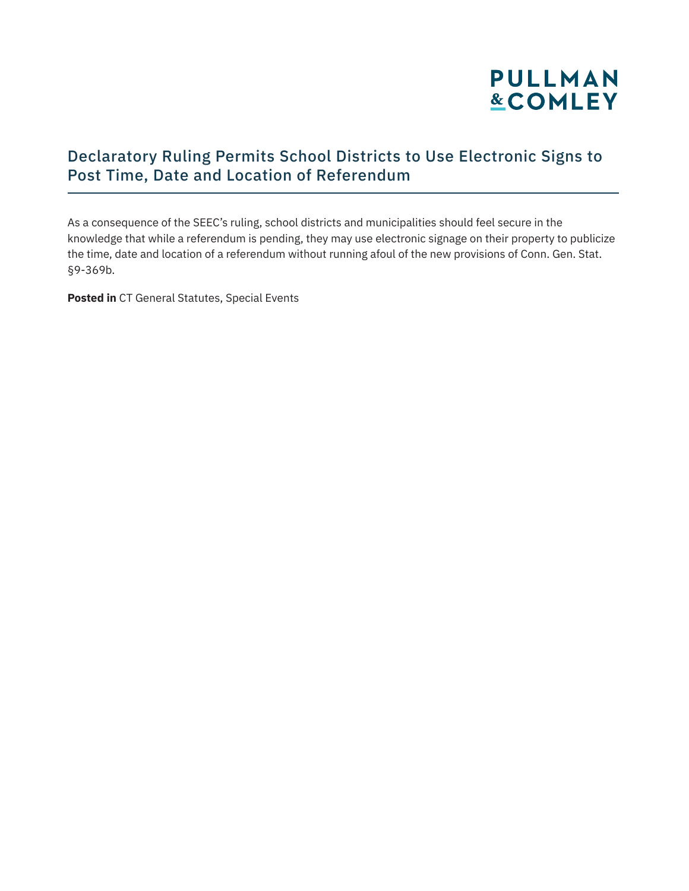# Declaratory Ruling Permits School Districts to Use Electronic Signs to Post Time, Date and Location of Referendum

As a consequence of the SEEC's ruling, school districts and municipalities should feel secure in the knowledge that while a referendum is pending, they may use electronic signage on their property to publicize the time, date and location of a referendum without running afoul of the new provisions of Conn. Gen. Stat. §9-369b.

**Posted in** CT General Statutes, Special Events